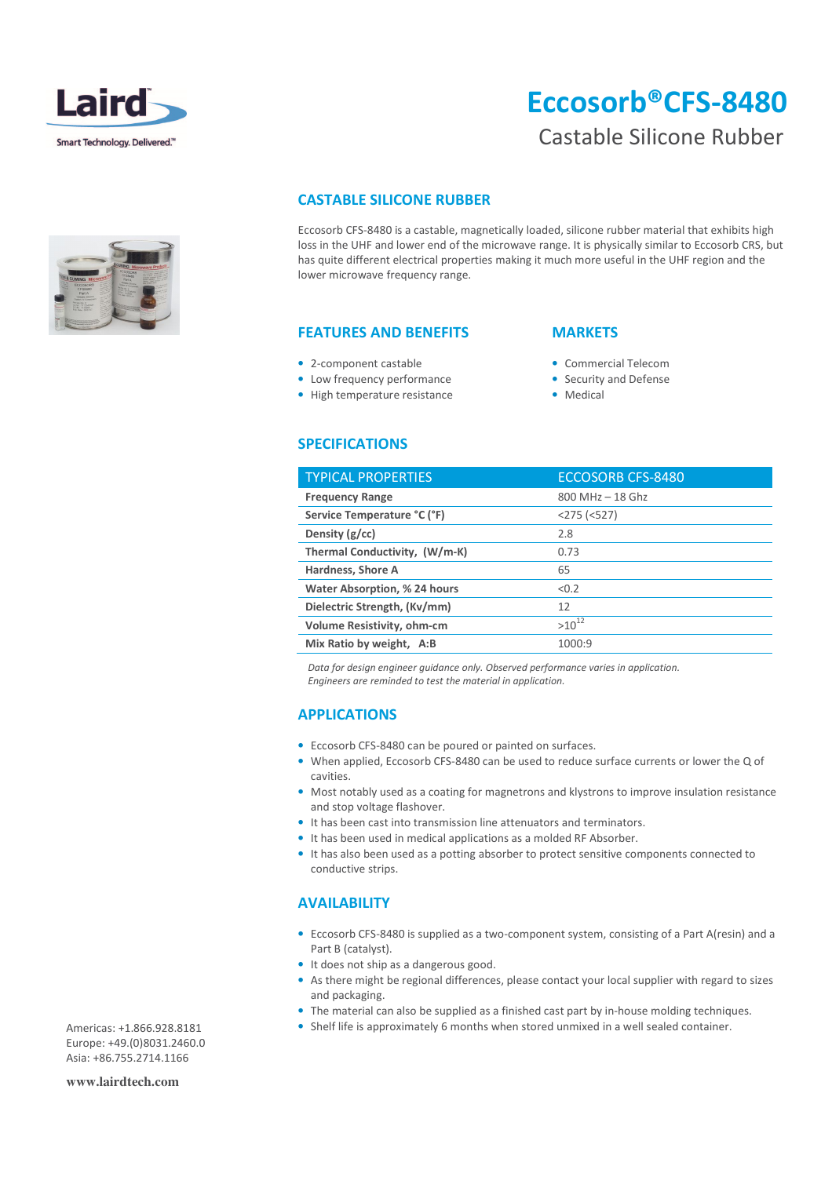Laird

Smart Technology. Delivered.™

# Eccosorb® CFS-8480

## Castable Silicone Rubber

### CASTABLE SILICONE RUBBER

Eccosorb CFS-8480 is a castable, magnetically loaded, silicone rubber material that exhibits high loss in the UHF and lower end of the microwave range. It is physically similar to Eccosorb CRS, but has quite different electrical properties making it much more useful in the UHF region and the lower microwave frequency range.

### FEATURES AND BENEFITS

- 2-component castable
- Low frequency performance
- High temperature resistance

### MARKETS

- Commercial Telecom
- Security and Defense
- Medical

### SPECIFICATIONS

| TYPICAL PROPERTIES | ECCOSORB CFS-8480 |
|---|---|
| **Frequency Range** | 800 MHz – 18 Ghz |
| **Service Temperature °C (°F)** | <275 (<527) |
| **Density (g/cc)** | 2.8 |
| **Thermal Conductivity, (W/m-K)** | 0.73 |
| **Hardness, Shore A** | 65 |
| **Water Absorption, % 24 hours** | <0.2 |
| **Dielectric Strength, (Kv/mm)** | 12 |
| **Volume Resistivity, ohm-cm** | $>10^{12}$ |
| **Mix Ratio by weight, A:B** | 1000:9 |

*Data for design engineer guidance only. Observed performance varies in application. Engineers are reminded to test the material in application.*

### APPLICATIONS

- Eccosorb CFS-8480 can be poured or painted on surfaces.
- When applied, Eccosorb CFS-8480 can be used to reduce surface currents or lower the Q of cavities.
- Most notably used as a coating for magnetrons and klystrons to improve insulation resistance and stop voltage flashover.
- It has been cast into transmission line attenuators and terminators.
- It has been used in medical applications as a molded RF Absorber.
- It has also been used as a potting absorber to protect sensitive components connected to conductive strips.

### AVAILABILITY

- Eccosorb CFS-8480 is supplied as a two-component system, consisting of a Part A(resin) and a Part B (catalyst).
- It does not ship as a dangerous good.
- As there might be regional differences, please contact your local supplier with regard to sizes and packaging.
- The material can also be supplied as a finished cast part by in-house molding techniques.
- Shelf life is approximately 6 months when stored unmixed in a well sealed container.

Americas: +1.866.928.8181
Europe: +49.(0)8031.2460.0
Asia: +86.755.2714.1166

**www.lairdtech.com**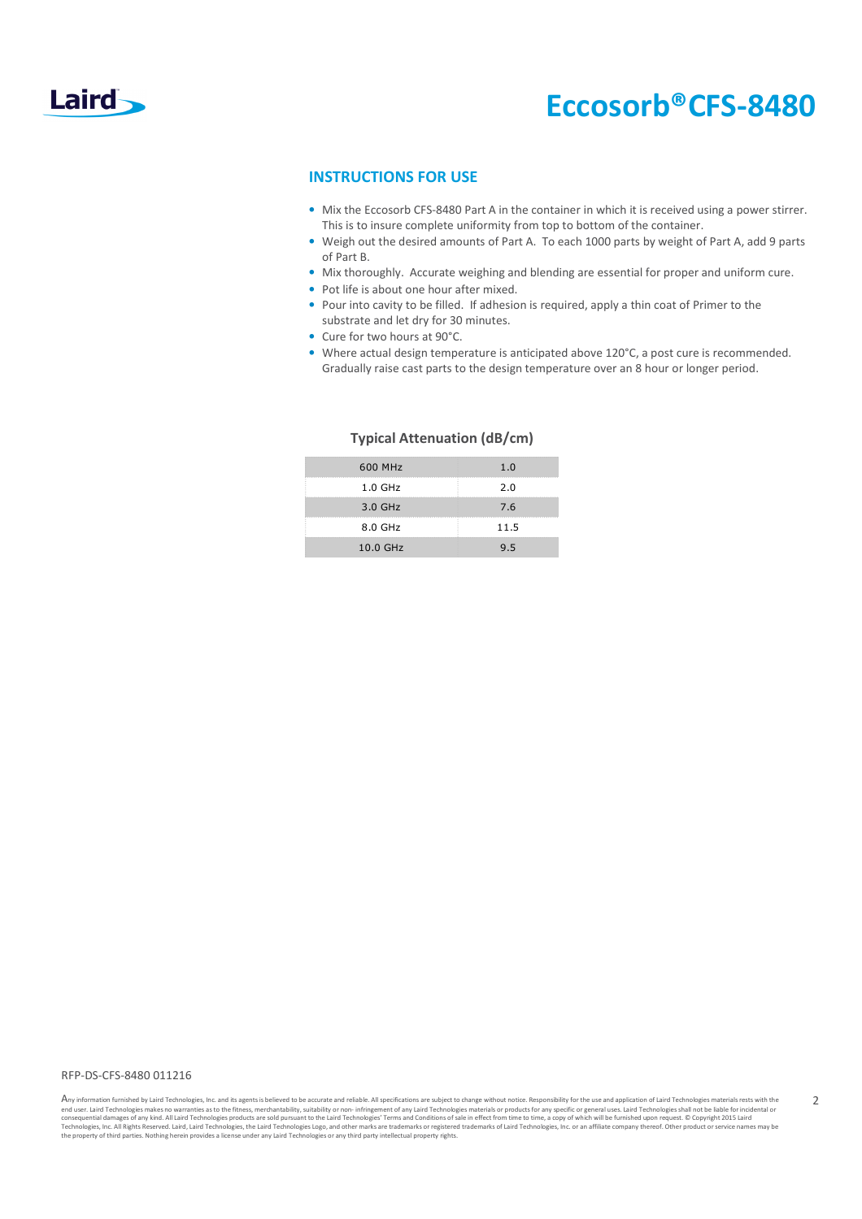# Eccosorb® CFS-8480

## INSTRUCTIONS FOR USE

- Mix the Eccosorb CFS-8480 Part A in the container in which it is received using a power stirrer. This is to insure complete uniformity from top to bottom of the container.
- Weigh out the desired amounts of Part A. To each 1000 parts by weight of Part A, add 9 parts of Part B.
- Mix thoroughly. Accurate weighing and blending are essential for proper and uniform cure.
- Pot life is about one hour after mixed.
- Pour into cavity to be filled. If adhesion is required, apply a thin coat of Primer to the substrate and let dry for 30 minutes.
- Cure for two hours at 90°C.
- Where actual design temperature is anticipated above 120°C, a post cure is recommended. Gradually raise cast parts to the design temperature over an 8 hour or longer period.

**Typical Attenuation (dB/cm)**

| | |
|---|---|
| 600 MHz | 1.0 |
| 1.0 GHz | 2.0 |
| 3.0 GHz | 7.6 |
| 8.0 GHz | 11.5 |
| 10.0 GHz | 9.5 |

RFP-DS-CFS-8480 011216

Any information furnished by Laird Technologies, Inc. and its agents is believed to be accurate and reliable. All specifications are subject to change without notice. Responsibility for the use and application of Laird Technologies materials rests with the end user. Laird Technologies makes no warranties as to the fitness, merchantability, suitability or non- infringement of any Laird Technologies materials or products for any specific or general uses. Laird Technologies shall not be liable for incidental or consequential damages of any kind. All Laird Technologies products are sold pursuant to the Laird Technologies' Terms and Conditions of sale in effect from time to time, a copy of which will be furnished upon request. © Copyright 2015 Laird Technologies, Inc. All Rights Reserved. Laird, Laird Technologies, the Laird Technologies Logo, and other marks are trademarks or registered trademarks of Laird Technologies, Inc. or an affiliate company thereof. Other product or service names may be the property of third parties. Nothing herein provides a license under any Laird Technologies or any third party intellectual property rights.